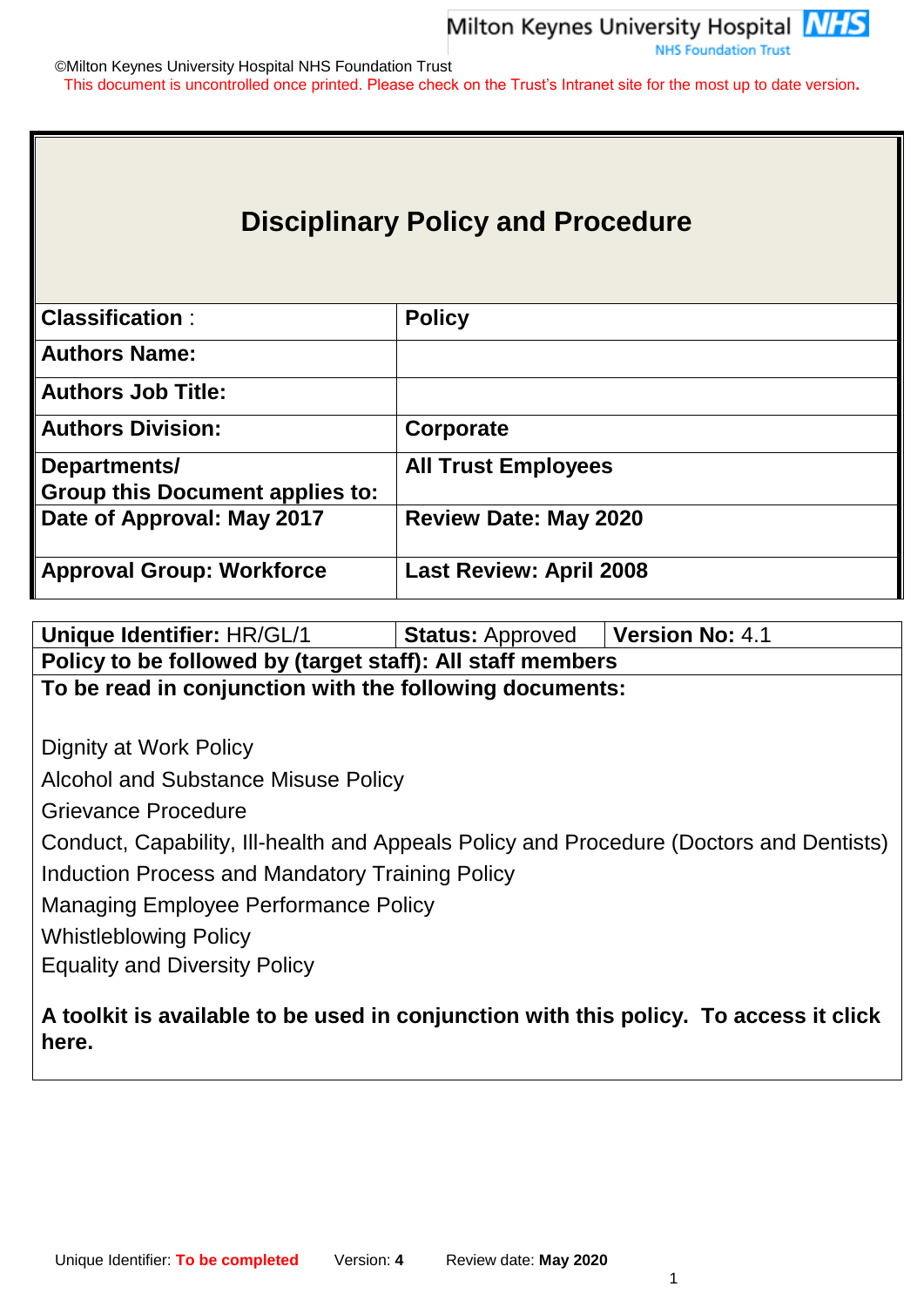©Milton Keynes University Hospital NHS Foundation Trust

This document is uncontrolled once printed. Please check on the Trust's Intranet site for the most up to date version.

# Disciplinary Policy and Procedure

| | |
|---|---|
| **Classification** : | **Policy** |
| **Authors Name:** | |
| **Authors Job Title:** | |
| **Authors Division:** | **Corporate** |
| **Departments/ Group this Document applies to:** | **All Trust Employees** |
| **Date of Approval: May 2017** | **Review Date: May 2020** |
| **Approval Group: Workforce** | **Last Review: April 2008** |

| | | |
|---|---|---|
| **Unique Identifier:** HR/GL/1 | **Status:** Approved | **Version No:** 4.1 |
| **Policy to be followed by (target staff): All staff members** | | |

**To be read in conjunction with the following documents:**

Dignity at Work Policy

Alcohol and Substance Misuse Policy

Grievance Procedure

Conduct, Capability, Ill-health and Appeals Policy and Procedure (Doctors and Dentists)

Induction Process and Mandatory Training Policy

Managing Employee Performance Policy

Whistleblowing Policy

Equality and Diversity Policy

**A toolkit is available to be used in conjunction with this policy. To access it click here.**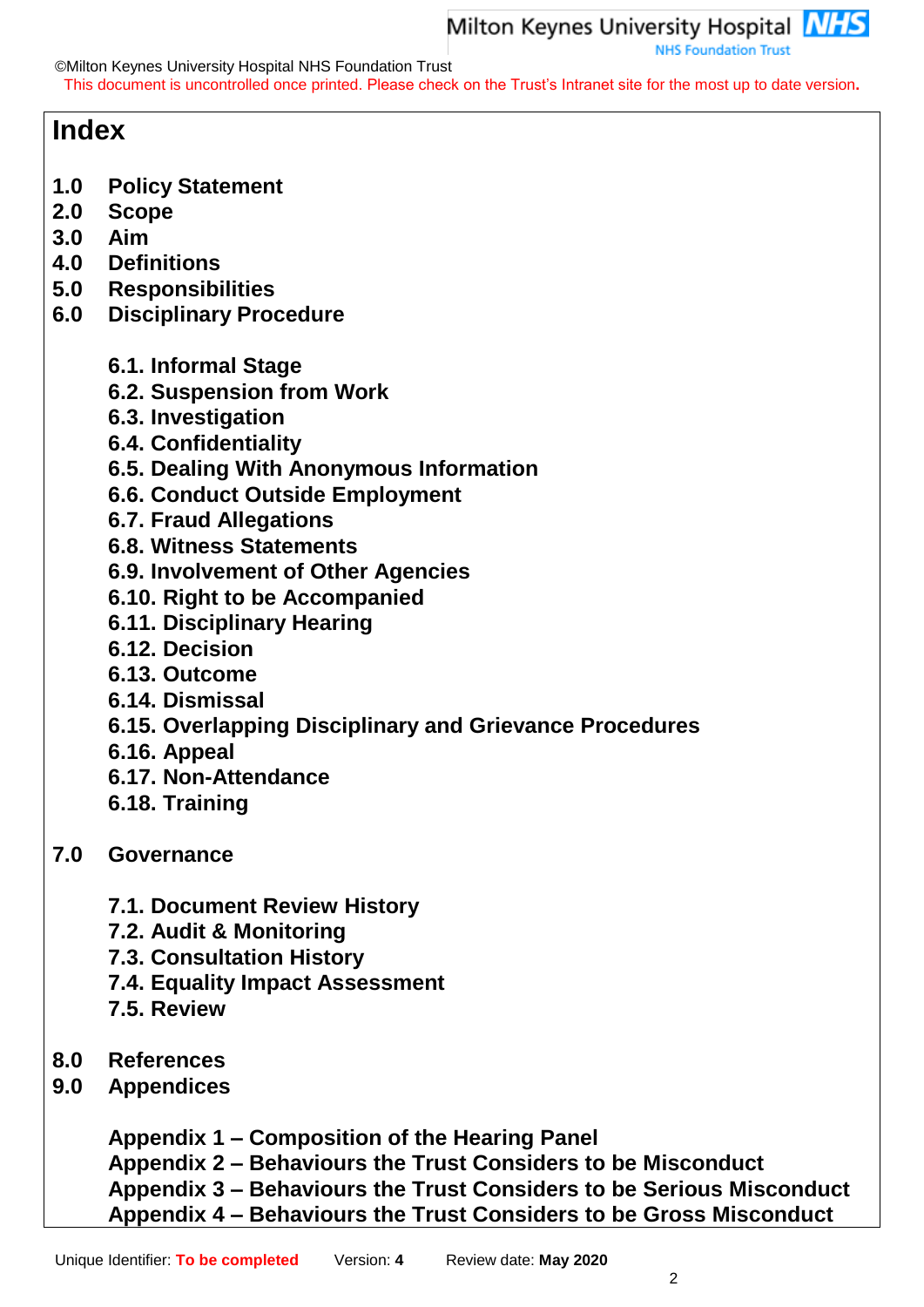# Index

**1.0 Policy Statement**
**2.0 Scope**
**3.0 Aim**
**4.0 Definitions**
**5.0 Responsibilities**
**6.0 Disciplinary Procedure**

- **6.1. Informal Stage**
- **6.2. Suspension from Work**
- **6.3. Investigation**
- **6.4. Confidentiality**
- **6.5. Dealing With Anonymous Information**
- **6.6. Conduct Outside Employment**
- **6.7. Fraud Allegations**
- **6.8. Witness Statements**
- **6.9. Involvement of Other Agencies**
- **6.10. Right to be Accompanied**
- **6.11. Disciplinary Hearing**
- **6.12. Decision**
- **6.13. Outcome**
- **6.14. Dismissal**
- **6.15. Overlapping Disciplinary and Grievance Procedures**
- **6.16. Appeal**
- **6.17. Non-Attendance**
- **6.18. Training**

**7.0 Governance**

- **7.1. Document Review History**
- **7.2. Audit & Monitoring**
- **7.3. Consultation History**
- **7.4. Equality Impact Assessment**
- **7.5. Review**

**8.0 References**
**9.0 Appendices**

- **Appendix 1 – Composition of the Hearing Panel**
- **Appendix 2 – Behaviours the Trust Considers to be Misconduct**
- **Appendix 3 – Behaviours the Trust Considers to be Serious Misconduct**
- **Appendix 4 – Behaviours the Trust Considers to be Gross Misconduct**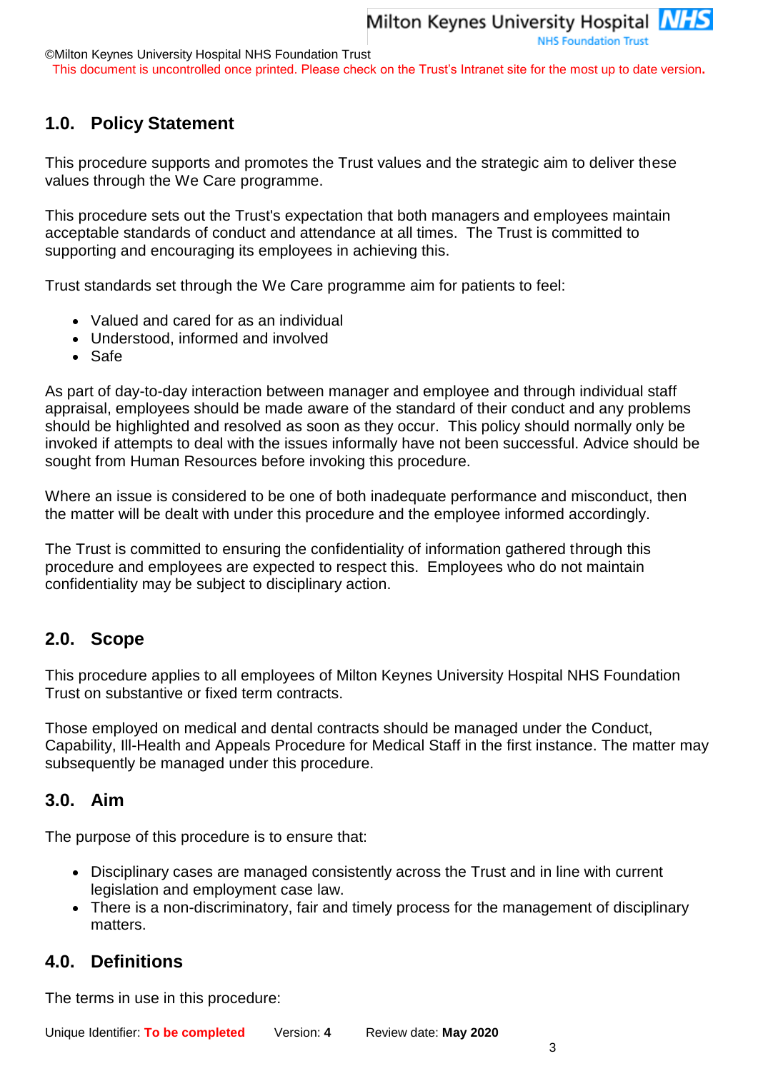## 1.0. Policy Statement

This procedure supports and promotes the Trust values and the strategic aim to deliver these values through the We Care programme.

This procedure sets out the Trust's expectation that both managers and employees maintain acceptable standards of conduct and attendance at all times. The Trust is committed to supporting and encouraging its employees in achieving this.

Trust standards set through the We Care programme aim for patients to feel:

- Valued and cared for as an individual
- Understood, informed and involved
- Safe

As part of day-to-day interaction between manager and employee and through individual staff appraisal, employees should be made aware of the standard of their conduct and any problems should be highlighted and resolved as soon as they occur. This policy should normally only be invoked if attempts to deal with the issues informally have not been successful. Advice should be sought from Human Resources before invoking this procedure.

Where an issue is considered to be one of both inadequate performance and misconduct, then the matter will be dealt with under this procedure and the employee informed accordingly.

The Trust is committed to ensuring the confidentiality of information gathered through this procedure and employees are expected to respect this. Employees who do not maintain confidentiality may be subject to disciplinary action.

## 2.0. Scope

This procedure applies to all employees of Milton Keynes University Hospital NHS Foundation Trust on substantive or fixed term contracts.

Those employed on medical and dental contracts should be managed under the Conduct, Capability, Ill-Health and Appeals Procedure for Medical Staff in the first instance. The matter may subsequently be managed under this procedure.

## 3.0. Aim

The purpose of this procedure is to ensure that:

- Disciplinary cases are managed consistently across the Trust and in line with current legislation and employment case law.
- There is a non-discriminatory, fair and timely process for the management of disciplinary matters.

## 4.0. Definitions

The terms in use in this procedure: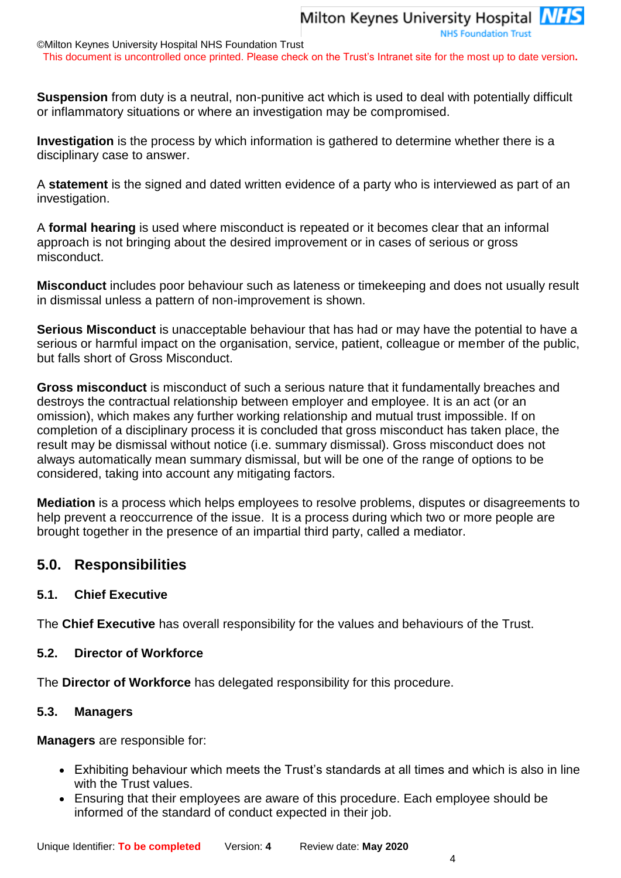**Suspension** from duty is a neutral, non-punitive act which is used to deal with potentially difficult or inflammatory situations or where an investigation may be compromised.

**Investigation** is the process by which information is gathered to determine whether there is a disciplinary case to answer.

A **statement** is the signed and dated written evidence of a party who is interviewed as part of an investigation.

A **formal hearing** is used where misconduct is repeated or it becomes clear that an informal approach is not bringing about the desired improvement or in cases of serious or gross misconduct.

**Misconduct** includes poor behaviour such as lateness or timekeeping and does not usually result in dismissal unless a pattern of non-improvement is shown.

**Serious Misconduct** is unacceptable behaviour that has had or may have the potential to have a serious or harmful impact on the organisation, service, patient, colleague or member of the public, but falls short of Gross Misconduct.

**Gross misconduct** is misconduct of such a serious nature that it fundamentally breaches and destroys the contractual relationship between employer and employee. It is an act (or an omission), which makes any further working relationship and mutual trust impossible. If on completion of a disciplinary process it is concluded that gross misconduct has taken place, the result may be dismissal without notice (i.e. summary dismissal). Gross misconduct does not always automatically mean summary dismissal, but will be one of the range of options to be considered, taking into account any mitigating factors.

**Mediation** is a process which helps employees to resolve problems, disputes or disagreements to help prevent a reoccurrence of the issue. It is a process during which two or more people are brought together in the presence of an impartial third party, called a mediator.

## 5.0. Responsibilities

### 5.1. Chief Executive

The **Chief Executive** has overall responsibility for the values and behaviours of the Trust.

### 5.2. Director of Workforce

The **Director of Workforce** has delegated responsibility for this procedure.

### 5.3. Managers

**Managers** are responsible for:

- Exhibiting behaviour which meets the Trust's standards at all times and which is also in line with the Trust values.
- Ensuring that their employees are aware of this procedure. Each employee should be informed of the standard of conduct expected in their job.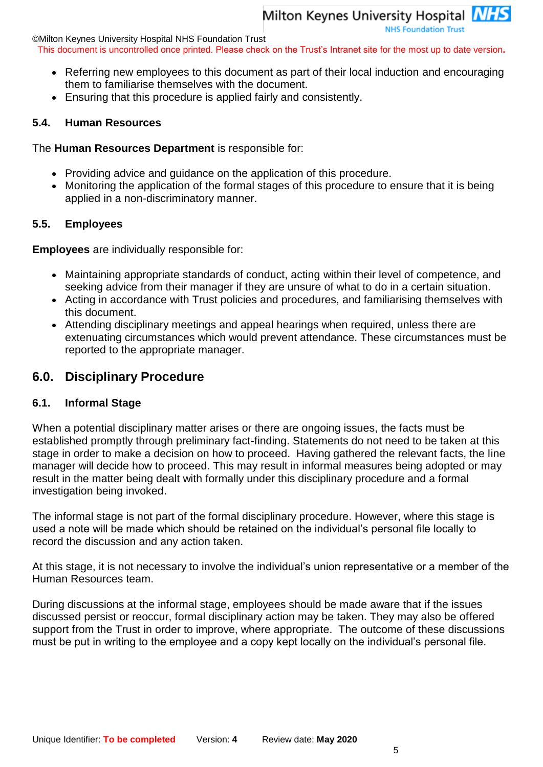- Referring new employees to this document as part of their local induction and encouraging them to familiarise themselves with the document.
- Ensuring that this procedure is applied fairly and consistently.

### 5.4. Human Resources

The **Human Resources Department** is responsible for:

- Providing advice and guidance on the application of this procedure.
- Monitoring the application of the formal stages of this procedure to ensure that it is being applied in a non-discriminatory manner.

### 5.5. Employees

**Employees** are individually responsible for:

- Maintaining appropriate standards of conduct, acting within their level of competence, and seeking advice from their manager if they are unsure of what to do in a certain situation.
- Acting in accordance with Trust policies and procedures, and familiarising themselves with this document.
- Attending disciplinary meetings and appeal hearings when required, unless there are extenuating circumstances which would prevent attendance. These circumstances must be reported to the appropriate manager.

## 6.0. Disciplinary Procedure

### 6.1. Informal Stage

When a potential disciplinary matter arises or there are ongoing issues, the facts must be established promptly through preliminary fact-finding. Statements do not need to be taken at this stage in order to make a decision on how to proceed. Having gathered the relevant facts, the line manager will decide how to proceed. This may result in informal measures being adopted or may result in the matter being dealt with formally under this disciplinary procedure and a formal investigation being invoked.

The informal stage is not part of the formal disciplinary procedure. However, where this stage is used a note will be made which should be retained on the individual's personal file locally to record the discussion and any action taken.

At this stage, it is not necessary to involve the individual's union representative or a member of the Human Resources team.

During discussions at the informal stage, employees should be made aware that if the issues discussed persist or reoccur, formal disciplinary action may be taken. They may also be offered support from the Trust in order to improve, where appropriate. The outcome of these discussions must be put in writing to the employee and a copy kept locally on the individual's personal file.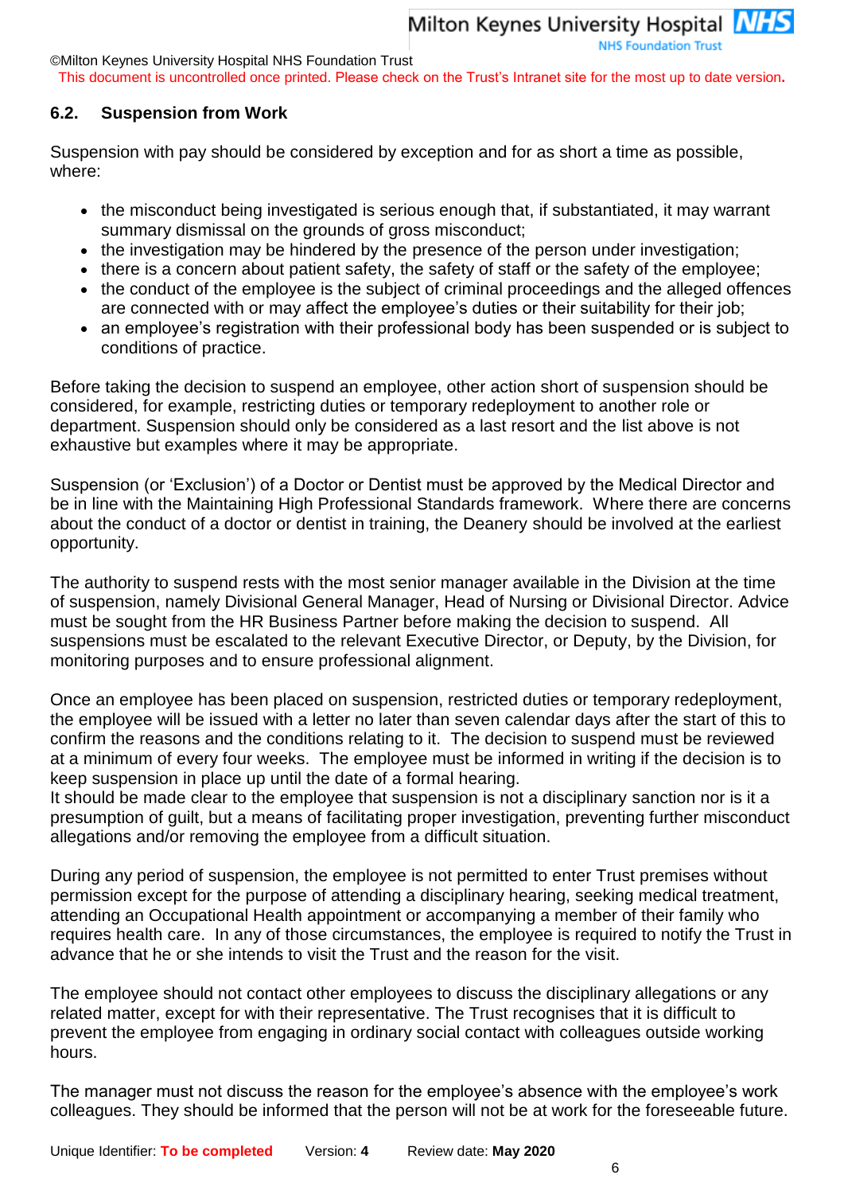## 6.2. Suspension from Work

Suspension with pay should be considered by exception and for as short a time as possible, where:

- the misconduct being investigated is serious enough that, if substantiated, it may warrant summary dismissal on the grounds of gross misconduct;
- the investigation may be hindered by the presence of the person under investigation;
- there is a concern about patient safety, the safety of staff or the safety of the employee;
- the conduct of the employee is the subject of criminal proceedings and the alleged offences are connected with or may affect the employee's duties or their suitability for their job;
- an employee's registration with their professional body has been suspended or is subject to conditions of practice.

Before taking the decision to suspend an employee, other action short of suspension should be considered, for example, restricting duties or temporary redeployment to another role or department. Suspension should only be considered as a last resort and the list above is not exhaustive but examples where it may be appropriate.

Suspension (or 'Exclusion') of a Doctor or Dentist must be approved by the Medical Director and be in line with the Maintaining High Professional Standards framework. Where there are concerns about the conduct of a doctor or dentist in training, the Deanery should be involved at the earliest opportunity.

The authority to suspend rests with the most senior manager available in the Division at the time of suspension, namely Divisional General Manager, Head of Nursing or Divisional Director. Advice must be sought from the HR Business Partner before making the decision to suspend. All suspensions must be escalated to the relevant Executive Director, or Deputy, by the Division, for monitoring purposes and to ensure professional alignment.

Once an employee has been placed on suspension, restricted duties or temporary redeployment, the employee will be issued with a letter no later than seven calendar days after the start of this to confirm the reasons and the conditions relating to it. The decision to suspend must be reviewed at a minimum of every four weeks. The employee must be informed in writing if the decision is to keep suspension in place up until the date of a formal hearing.
It should be made clear to the employee that suspension is not a disciplinary sanction nor is it a presumption of guilt, but a means of facilitating proper investigation, preventing further misconduct allegations and/or removing the employee from a difficult situation.

During any period of suspension, the employee is not permitted to enter Trust premises without permission except for the purpose of attending a disciplinary hearing, seeking medical treatment, attending an Occupational Health appointment or accompanying a member of their family who requires health care. In any of those circumstances, the employee is required to notify the Trust in advance that he or she intends to visit the Trust and the reason for the visit.

The employee should not contact other employees to discuss the disciplinary allegations or any related matter, except for with their representative. The Trust recognises that it is difficult to prevent the employee from engaging in ordinary social contact with colleagues outside working hours.

The manager must not discuss the reason for the employee's absence with the employee's work colleagues. They should be informed that the person will not be at work for the foreseeable future.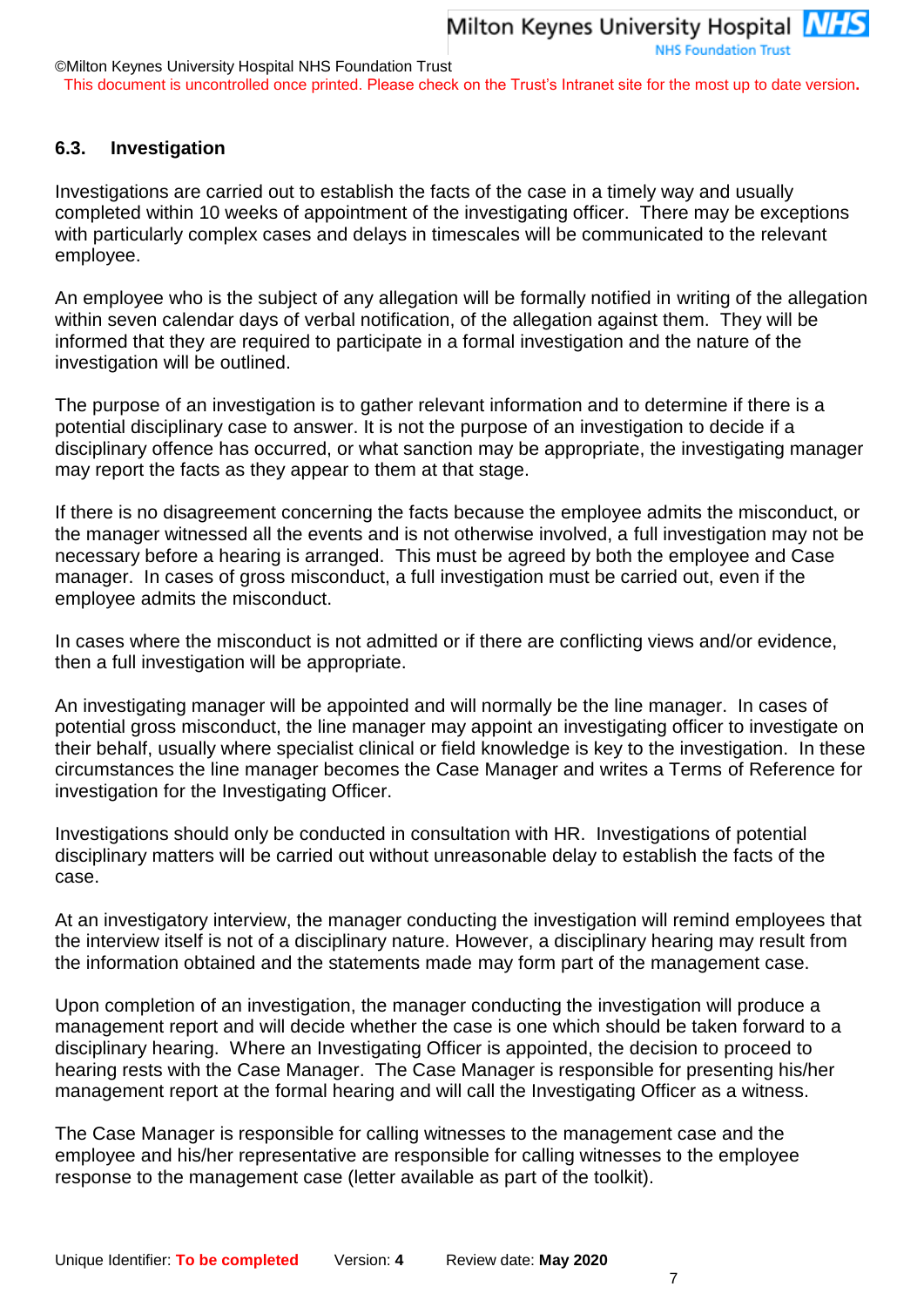### 6.3. Investigation

Investigations are carried out to establish the facts of the case in a timely way and usually completed within 10 weeks of appointment of the investigating officer. There may be exceptions with particularly complex cases and delays in timescales will be communicated to the relevant employee.

An employee who is the subject of any allegation will be formally notified in writing of the allegation within seven calendar days of verbal notification, of the allegation against them. They will be informed that they are required to participate in a formal investigation and the nature of the investigation will be outlined.

The purpose of an investigation is to gather relevant information and to determine if there is a potential disciplinary case to answer. It is not the purpose of an investigation to decide if a disciplinary offence has occurred, or what sanction may be appropriate, the investigating manager may report the facts as they appear to them at that stage.

If there is no disagreement concerning the facts because the employee admits the misconduct, or the manager witnessed all the events and is not otherwise involved, a full investigation may not be necessary before a hearing is arranged. This must be agreed by both the employee and Case manager. In cases of gross misconduct, a full investigation must be carried out, even if the employee admits the misconduct.

In cases where the misconduct is not admitted or if there are conflicting views and/or evidence, then a full investigation will be appropriate.

An investigating manager will be appointed and will normally be the line manager. In cases of potential gross misconduct, the line manager may appoint an investigating officer to investigate on their behalf, usually where specialist clinical or field knowledge is key to the investigation. In these circumstances the line manager becomes the Case Manager and writes a Terms of Reference for investigation for the Investigating Officer.

Investigations should only be conducted in consultation with HR. Investigations of potential disciplinary matters will be carried out without unreasonable delay to establish the facts of the case.

At an investigatory interview, the manager conducting the investigation will remind employees that the interview itself is not of a disciplinary nature. However, a disciplinary hearing may result from the information obtained and the statements made may form part of the management case.

Upon completion of an investigation, the manager conducting the investigation will produce a management report and will decide whether the case is one which should be taken forward to a disciplinary hearing. Where an Investigating Officer is appointed, the decision to proceed to hearing rests with the Case Manager. The Case Manager is responsible for presenting his/her management report at the formal hearing and will call the Investigating Officer as a witness.

The Case Manager is responsible for calling witnesses to the management case and the employee and his/her representative are responsible for calling witnesses to the employee response to the management case (letter available as part of the toolkit).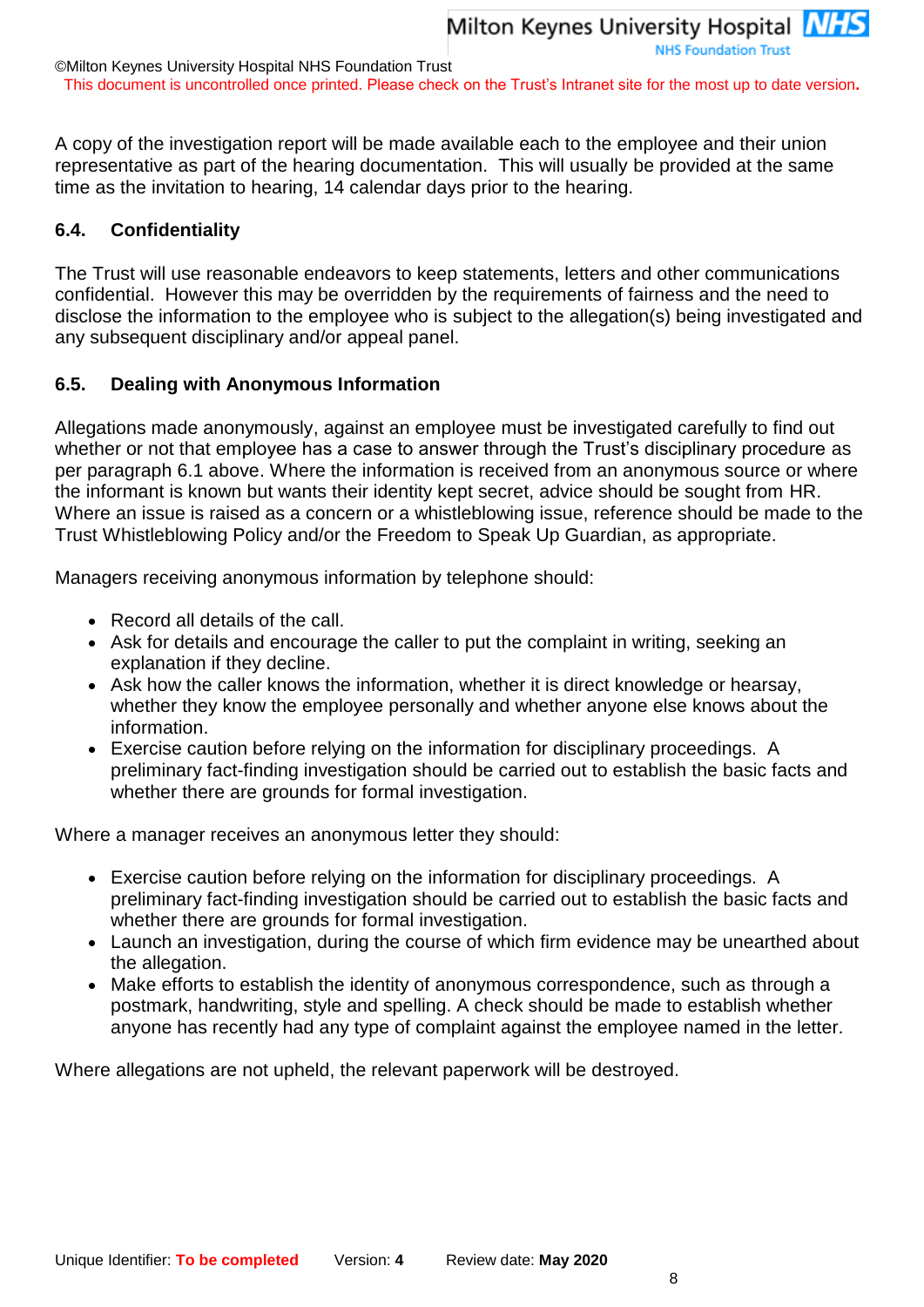A copy of the investigation report will be made available each to the employee and their union representative as part of the hearing documentation. This will usually be provided at the same time as the invitation to hearing, 14 calendar days prior to the hearing.

### 6.4. Confidentiality

The Trust will use reasonable endeavors to keep statements, letters and other communications confidential. However this may be overridden by the requirements of fairness and the need to disclose the information to the employee who is subject to the allegation(s) being investigated and any subsequent disciplinary and/or appeal panel.

### 6.5. Dealing with Anonymous Information

Allegations made anonymously, against an employee must be investigated carefully to find out whether or not that employee has a case to answer through the Trust's disciplinary procedure as per paragraph 6.1 above. Where the information is received from an anonymous source or where the informant is known but wants their identity kept secret, advice should be sought from HR. Where an issue is raised as a concern or a whistleblowing issue, reference should be made to the Trust Whistleblowing Policy and/or the Freedom to Speak Up Guardian, as appropriate.

Managers receiving anonymous information by telephone should:

- Record all details of the call.
- Ask for details and encourage the caller to put the complaint in writing, seeking an explanation if they decline.
- Ask how the caller knows the information, whether it is direct knowledge or hearsay, whether they know the employee personally and whether anyone else knows about the information.
- Exercise caution before relying on the information for disciplinary proceedings. A preliminary fact-finding investigation should be carried out to establish the basic facts and whether there are grounds for formal investigation.

Where a manager receives an anonymous letter they should:

- Exercise caution before relying on the information for disciplinary proceedings. A preliminary fact-finding investigation should be carried out to establish the basic facts and whether there are grounds for formal investigation.
- Launch an investigation, during the course of which firm evidence may be unearthed about the allegation.
- Make efforts to establish the identity of anonymous correspondence, such as through a postmark, handwriting, style and spelling. A check should be made to establish whether anyone has recently had any type of complaint against the employee named in the letter.

Where allegations are not upheld, the relevant paperwork will be destroyed.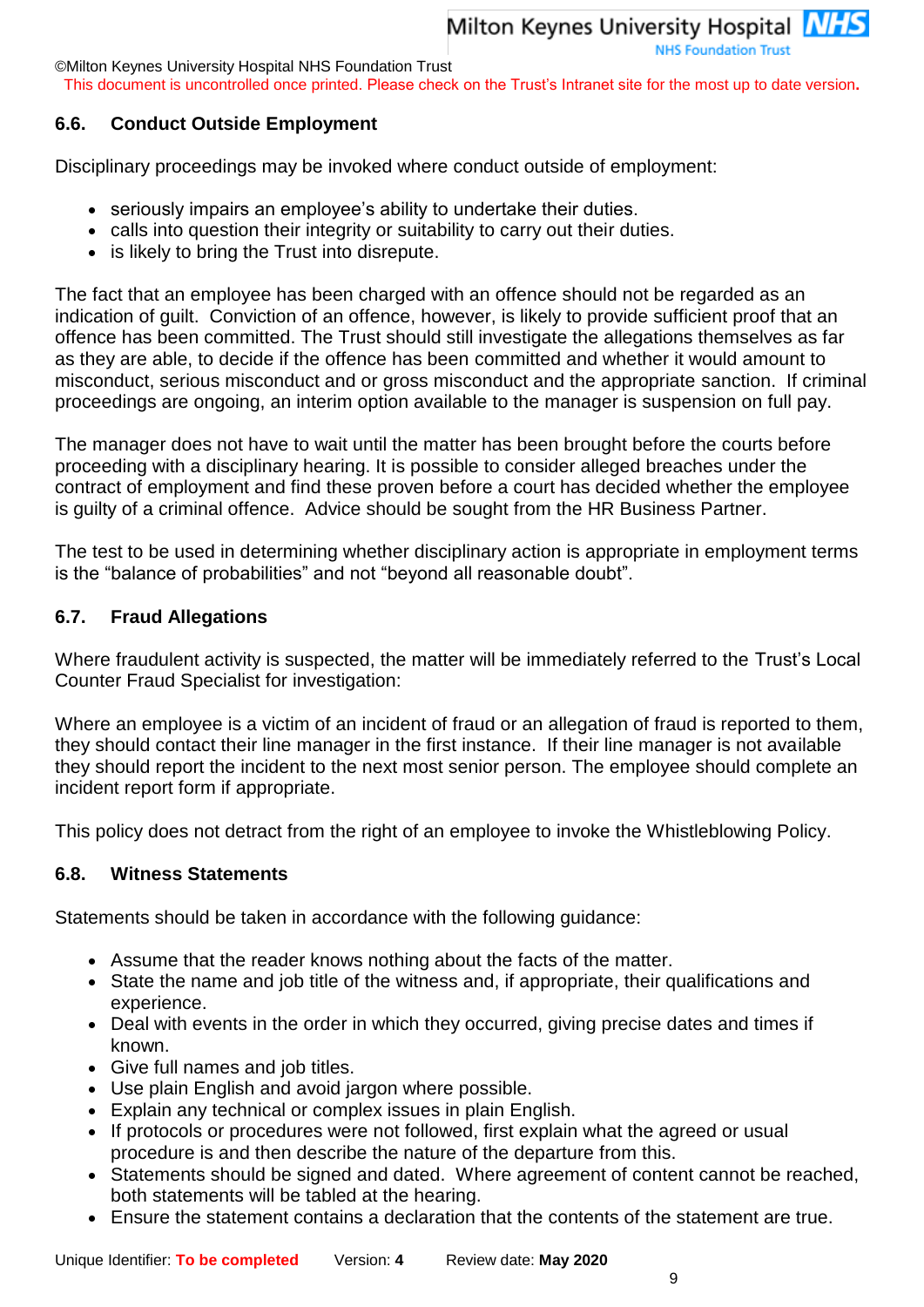### 6.6. Conduct Outside Employment

Disciplinary proceedings may be invoked where conduct outside of employment:

- seriously impairs an employee's ability to undertake their duties.
- calls into question their integrity or suitability to carry out their duties.
- is likely to bring the Trust into disrepute.

The fact that an employee has been charged with an offence should not be regarded as an indication of guilt. Conviction of an offence, however, is likely to provide sufficient proof that an offence has been committed. The Trust should still investigate the allegations themselves as far as they are able, to decide if the offence has been committed and whether it would amount to misconduct, serious misconduct and or gross misconduct and the appropriate sanction. If criminal proceedings are ongoing, an interim option available to the manager is suspension on full pay.

The manager does not have to wait until the matter has been brought before the courts before proceeding with a disciplinary hearing. It is possible to consider alleged breaches under the contract of employment and find these proven before a court has decided whether the employee is guilty of a criminal offence. Advice should be sought from the HR Business Partner.

The test to be used in determining whether disciplinary action is appropriate in employment terms is the "balance of probabilities" and not "beyond all reasonable doubt".

### 6.7. Fraud Allegations

Where fraudulent activity is suspected, the matter will be immediately referred to the Trust's Local Counter Fraud Specialist for investigation:

Where an employee is a victim of an incident of fraud or an allegation of fraud is reported to them, they should contact their line manager in the first instance. If their line manager is not available they should report the incident to the next most senior person. The employee should complete an incident report form if appropriate.

This policy does not detract from the right of an employee to invoke the Whistleblowing Policy.

### 6.8. Witness Statements

Statements should be taken in accordance with the following guidance:

- Assume that the reader knows nothing about the facts of the matter.
- State the name and job title of the witness and, if appropriate, their qualifications and experience.
- Deal with events in the order in which they occurred, giving precise dates and times if known.
- Give full names and job titles.
- Use plain English and avoid jargon where possible.
- Explain any technical or complex issues in plain English.
- If protocols or procedures were not followed, first explain what the agreed or usual procedure is and then describe the nature of the departure from this.
- Statements should be signed and dated. Where agreement of content cannot be reached, both statements will be tabled at the hearing.
- Ensure the statement contains a declaration that the contents of the statement are true.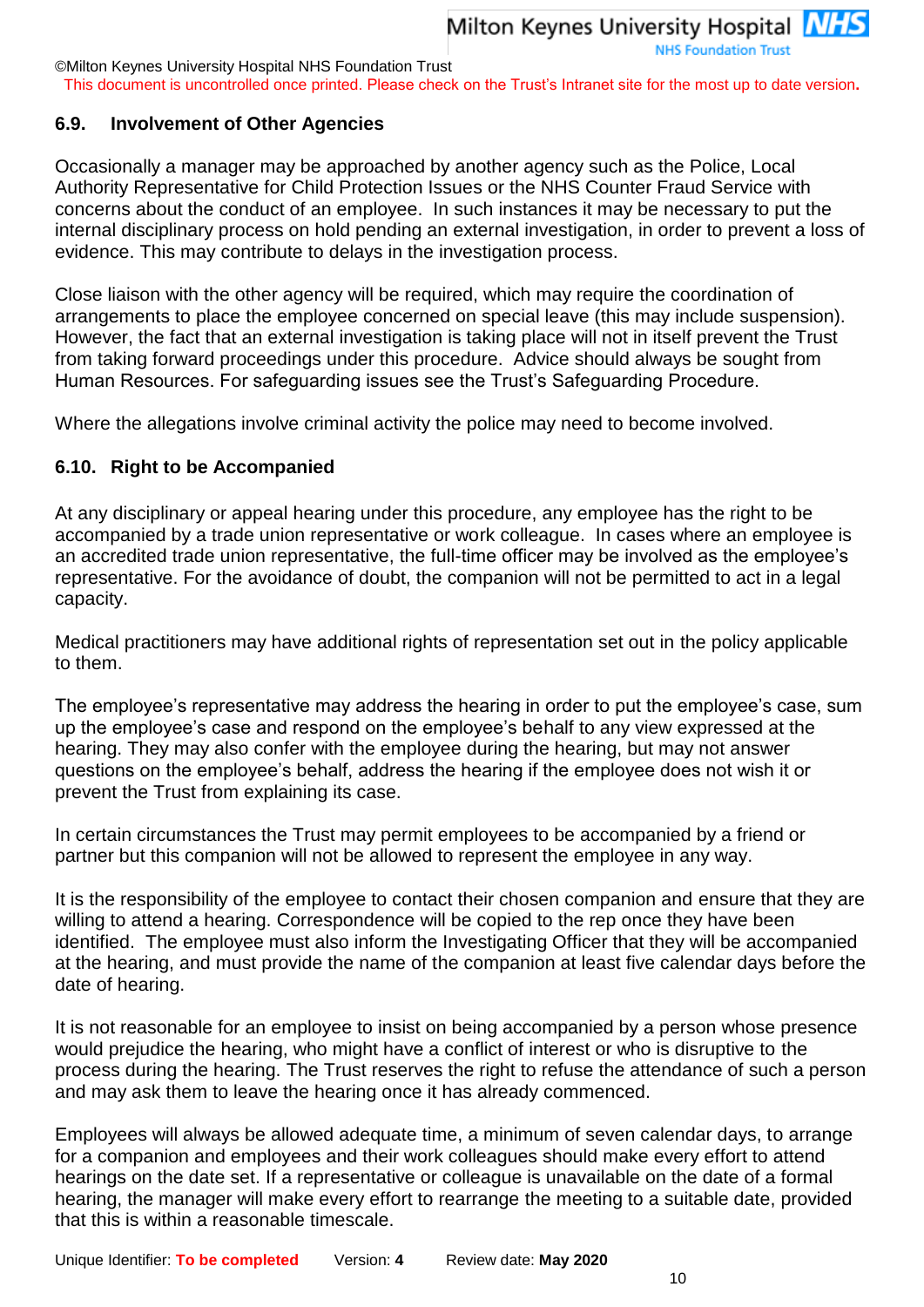### 6.9. Involvement of Other Agencies

Occasionally a manager may be approached by another agency such as the Police, Local Authority Representative for Child Protection Issues or the NHS Counter Fraud Service with concerns about the conduct of an employee. In such instances it may be necessary to put the internal disciplinary process on hold pending an external investigation, in order to prevent a loss of evidence. This may contribute to delays in the investigation process.

Close liaison with the other agency will be required, which may require the coordination of arrangements to place the employee concerned on special leave (this may include suspension). However, the fact that an external investigation is taking place will not in itself prevent the Trust from taking forward proceedings under this procedure. Advice should always be sought from Human Resources. For safeguarding issues see the Trust's Safeguarding Procedure.

Where the allegations involve criminal activity the police may need to become involved.

### 6.10. Right to be Accompanied

At any disciplinary or appeal hearing under this procedure, any employee has the right to be accompanied by a trade union representative or work colleague. In cases where an employee is an accredited trade union representative, the full-time officer may be involved as the employee's representative. For the avoidance of doubt, the companion will not be permitted to act in a legal capacity.

Medical practitioners may have additional rights of representation set out in the policy applicable to them.

The employee's representative may address the hearing in order to put the employee's case, sum up the employee's case and respond on the employee's behalf to any view expressed at the hearing. They may also confer with the employee during the hearing, but may not answer questions on the employee's behalf, address the hearing if the employee does not wish it or prevent the Trust from explaining its case.

In certain circumstances the Trust may permit employees to be accompanied by a friend or partner but this companion will not be allowed to represent the employee in any way.

It is the responsibility of the employee to contact their chosen companion and ensure that they are willing to attend a hearing. Correspondence will be copied to the rep once they have been identified. The employee must also inform the Investigating Officer that they will be accompanied at the hearing, and must provide the name of the companion at least five calendar days before the date of hearing.

It is not reasonable for an employee to insist on being accompanied by a person whose presence would prejudice the hearing, who might have a conflict of interest or who is disruptive to the process during the hearing. The Trust reserves the right to refuse the attendance of such a person and may ask them to leave the hearing once it has already commenced.

Employees will always be allowed adequate time, a minimum of seven calendar days, to arrange for a companion and employees and their work colleagues should make every effort to attend hearings on the date set. If a representative or colleague is unavailable on the date of a formal hearing, the manager will make every effort to rearrange the meeting to a suitable date, provided that this is within a reasonable timescale.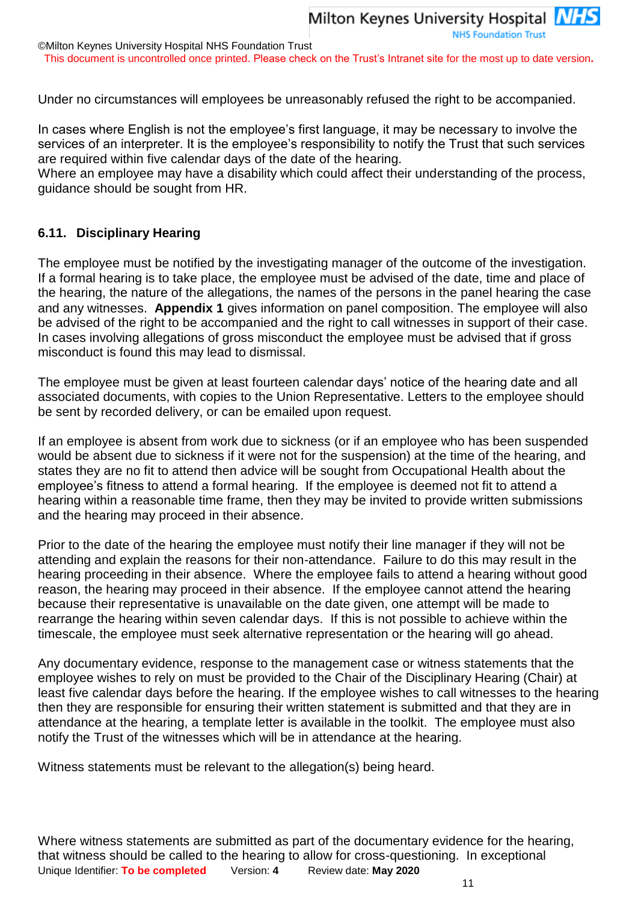Under no circumstances will employees be unreasonably refused the right to be accompanied.

In cases where English is not the employee's first language, it may be necessary to involve the services of an interpreter. It is the employee's responsibility to notify the Trust that such services are required within five calendar days of the date of the hearing.
Where an employee may have a disability which could affect their understanding of the process, guidance should be sought from HR.

### 6.11. Disciplinary Hearing

The employee must be notified by the investigating manager of the outcome of the investigation. If a formal hearing is to take place, the employee must be advised of the date, time and place of the hearing, the nature of the allegations, the names of the persons in the panel hearing the case and any witnesses. **Appendix 1** gives information on panel composition. The employee will also be advised of the right to be accompanied and the right to call witnesses in support of their case. In cases involving allegations of gross misconduct the employee must be advised that if gross misconduct is found this may lead to dismissal.

The employee must be given at least fourteen calendar days' notice of the hearing date and all associated documents, with copies to the Union Representative. Letters to the employee should be sent by recorded delivery, or can be emailed upon request.

If an employee is absent from work due to sickness (or if an employee who has been suspended would be absent due to sickness if it were not for the suspension) at the time of the hearing, and states they are no fit to attend then advice will be sought from Occupational Health about the employee's fitness to attend a formal hearing. If the employee is deemed not fit to attend a hearing within a reasonable time frame, then they may be invited to provide written submissions and the hearing may proceed in their absence.

Prior to the date of the hearing the employee must notify their line manager if they will not be attending and explain the reasons for their non-attendance. Failure to do this may result in the hearing proceeding in their absence. Where the employee fails to attend a hearing without good reason, the hearing may proceed in their absence. If the employee cannot attend the hearing because their representative is unavailable on the date given, one attempt will be made to rearrange the hearing within seven calendar days. If this is not possible to achieve within the timescale, the employee must seek alternative representation or the hearing will go ahead.

Any documentary evidence, response to the management case or witness statements that the employee wishes to rely on must be provided to the Chair of the Disciplinary Hearing (Chair) at least five calendar days before the hearing. If the employee wishes to call witnesses to the hearing then they are responsible for ensuring their written statement is submitted and that they are in attendance at the hearing, a template letter is available in the toolkit. The employee must also notify the Trust of the witnesses which will be in attendance at the hearing.

Witness statements must be relevant to the allegation(s) being heard.

Where witness statements are submitted as part of the documentary evidence for the hearing, that witness should be called to the hearing to allow for cross-questioning. In exceptional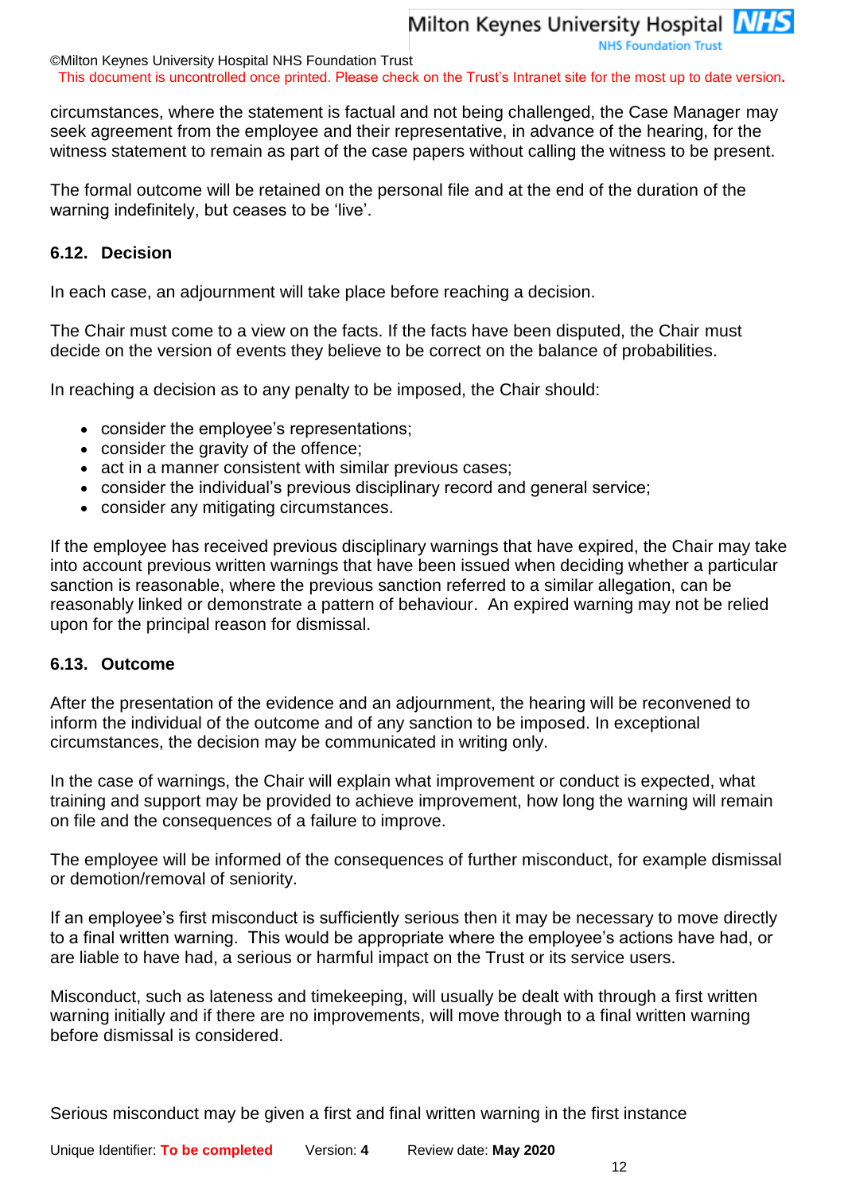circumstances, where the statement is factual and not being challenged, the Case Manager may seek agreement from the employee and their representative, in advance of the hearing, for the witness statement to remain as part of the case papers without calling the witness to be present.

The formal outcome will be retained on the personal file and at the end of the duration of the warning indefinitely, but ceases to be 'live'.

### 6.12. Decision

In each case, an adjournment will take place before reaching a decision.

The Chair must come to a view on the facts. If the facts have been disputed, the Chair must decide on the version of events they believe to be correct on the balance of probabilities.

In reaching a decision as to any penalty to be imposed, the Chair should:

- consider the employee's representations;
- consider the gravity of the offence;
- act in a manner consistent with similar previous cases;
- consider the individual's previous disciplinary record and general service;
- consider any mitigating circumstances.

If the employee has received previous disciplinary warnings that have expired, the Chair may take into account previous written warnings that have been issued when deciding whether a particular sanction is reasonable, where the previous sanction referred to a similar allegation, can be reasonably linked or demonstrate a pattern of behaviour. An expired warning may not be relied upon for the principal reason for dismissal.

### 6.13. Outcome

After the presentation of the evidence and an adjournment, the hearing will be reconvened to inform the individual of the outcome and of any sanction to be imposed. In exceptional circumstances, the decision may be communicated in writing only.

In the case of warnings, the Chair will explain what improvement or conduct is expected, what training and support may be provided to achieve improvement, how long the warning will remain on file and the consequences of a failure to improve.

The employee will be informed of the consequences of further misconduct, for example dismissal or demotion/removal of seniority.

If an employee's first misconduct is sufficiently serious then it may be necessary to move directly to a final written warning. This would be appropriate where the employee's actions have had, or are liable to have had, a serious or harmful impact on the Trust or its service users.

Misconduct, such as lateness and timekeeping, will usually be dealt with through a first written warning initially and if there are no improvements, will move through to a final written warning before dismissal is considered.

Serious misconduct may be given a first and final written warning in the first instance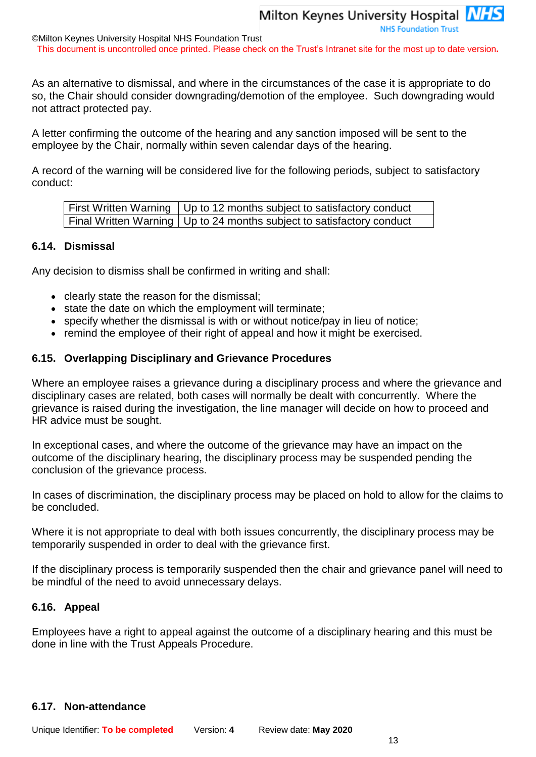As an alternative to dismissal, and where in the circumstances of the case it is appropriate to do so, the Chair should consider downgrading/demotion of the employee. Such downgrading would not attract protected pay.

A letter confirming the outcome of the hearing and any sanction imposed will be sent to the employee by the Chair, normally within seven calendar days of the hearing.

A record of the warning will be considered live for the following periods, subject to satisfactory conduct:

| First Written Warning | Up to 12 months subject to satisfactory conduct |
|---|---|
| Final Written Warning | Up to 24 months subject to satisfactory conduct |

### 6.14. Dismissal

Any decision to dismiss shall be confirmed in writing and shall:

- clearly state the reason for the dismissal;
- state the date on which the employment will terminate;
- specify whether the dismissal is with or without notice/pay in lieu of notice;
- remind the employee of their right of appeal and how it might be exercised.

### 6.15. Overlapping Disciplinary and Grievance Procedures

Where an employee raises a grievance during a disciplinary process and where the grievance and disciplinary cases are related, both cases will normally be dealt with concurrently. Where the grievance is raised during the investigation, the line manager will decide on how to proceed and HR advice must be sought.

In exceptional cases, and where the outcome of the grievance may have an impact on the outcome of the disciplinary hearing, the disciplinary process may be suspended pending the conclusion of the grievance process.

In cases of discrimination, the disciplinary process may be placed on hold to allow for the claims to be concluded.

Where it is not appropriate to deal with both issues concurrently, the disciplinary process may be temporarily suspended in order to deal with the grievance first.

If the disciplinary process is temporarily suspended then the chair and grievance panel will need to be mindful of the need to avoid unnecessary delays.

### 6.16. Appeal

Employees have a right to appeal against the outcome of a disciplinary hearing and this must be done in line with the Trust Appeals Procedure.

### 6.17. Non-attendance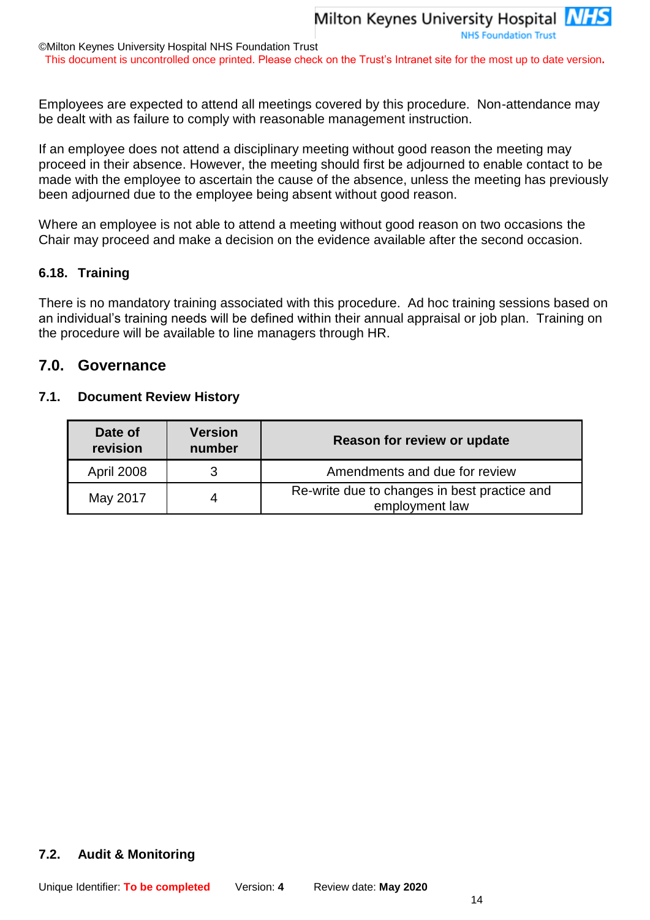Employees are expected to attend all meetings covered by this procedure. Non-attendance may be dealt with as failure to comply with reasonable management instruction.

If an employee does not attend a disciplinary meeting without good reason the meeting may proceed in their absence. However, the meeting should first be adjourned to enable contact to be made with the employee to ascertain the cause of the absence, unless the meeting has previously been adjourned due to the employee being absent without good reason.

Where an employee is not able to attend a meeting without good reason on two occasions the Chair may proceed and make a decision on the evidence available after the second occasion.

### 6.18. Training

There is no mandatory training associated with this procedure. Ad hoc training sessions based on an individual's training needs will be defined within their annual appraisal or job plan. Training on the procedure will be available to line managers through HR.

## 7.0. Governance

### 7.1. Document Review History

| Date of revision | Version number | Reason for review or update |
|---|---|---|
| April 2008 | 3 | Amendments and due for review |
| May 2017 | 4 | Re-write due to changes in best practice and employment law |

### 7.2. Audit & Monitoring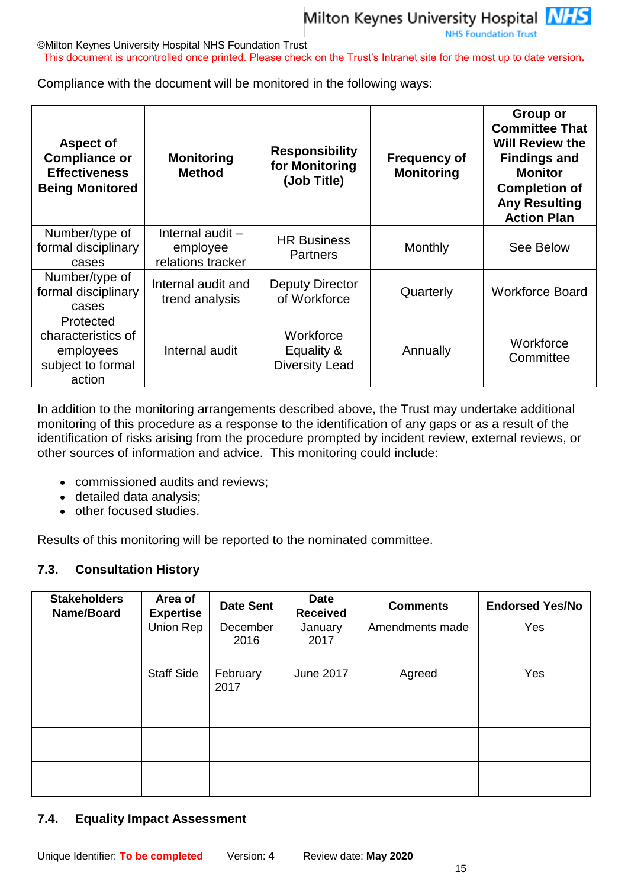Compliance with the document will be monitored in the following ways:

| Aspect of Compliance or Effectiveness Being Monitored | Monitoring Method | Responsibility for Monitoring (Job Title) | Frequency of Monitoring | Group or Committee That Will Review the Findings and Monitor Completion of Any Resulting Action Plan |
|---|---|---|---|---|
| Number/type of formal disciplinary cases | Internal audit – employee relations tracker | HR Business Partners | Monthly | See Below |
| Number/type of formal disciplinary cases | Internal audit and trend analysis | Deputy Director of Workforce | Quarterly | Workforce Board |
| Protected characteristics of employees subject to formal action | Internal audit | Workforce Equality & Diversity Lead | Annually | Workforce Committee |

In addition to the monitoring arrangements described above, the Trust may undertake additional monitoring of this procedure as a response to the identification of any gaps or as a result of the identification of risks arising from the procedure prompted by incident review, external reviews, or other sources of information and advice. This monitoring could include:

- commissioned audits and reviews;
- detailed data analysis;
- other focused studies.

Results of this monitoring will be reported to the nominated committee.

## 7.3. Consultation History

| Stakeholders Name/Board | Area of Expertise | Date Sent | Date Received | Comments | Endorsed Yes/No |
|---|---|---|---|---|---|
| | Union Rep | December 2016 | January 2017 | Amendments made | Yes |
| | Staff Side | February 2017 | June 2017 | Agreed | Yes |
| | | | | | |
| | | | | | |
| | | | | | |

## 7.4. Equality Impact Assessment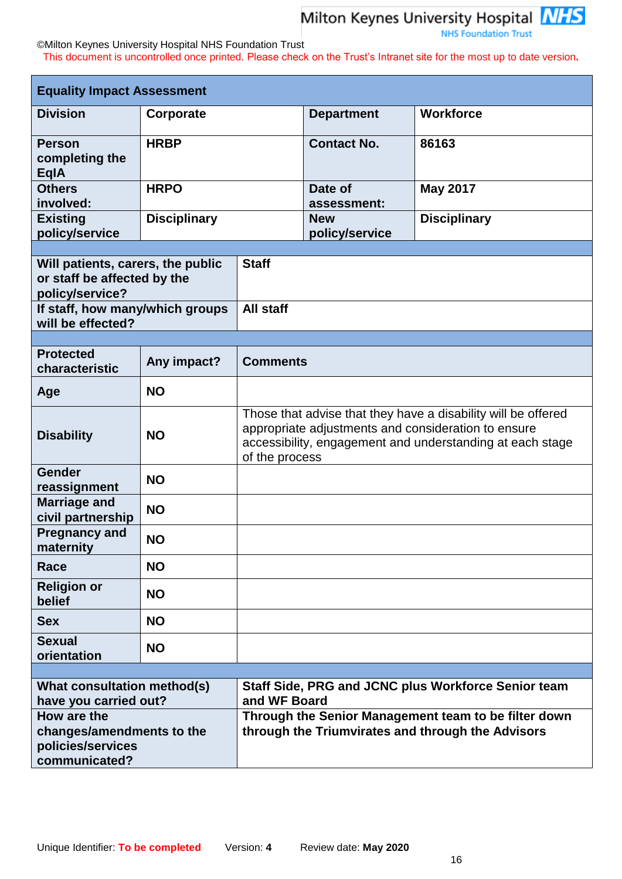©Milton Keynes University Hospital NHS Foundation Trust

This document is uncontrolled once printed. Please check on the Trust's Intranet site for the most up to date version.

| **Equality Impact Assessment** | | | |
|---|---|---|---|
| **Division** | **Corporate** | **Department** | **Workforce** |
| **Person completing the EqIA** | **HRBP** | **Contact No.** | **86163** |
| **Others involved:** | **HRPO** | **Date of assessment:** | **May 2017** |
| **Existing policy/service** | **Disciplinary** | **New policy/service** | **Disciplinary** |

| | |
|---|---|
| **Will patients, carers, the public or staff be affected by the policy/service?** | **Staff** |
| **If staff, how many/which groups will be effected?** | **All staff** |

| **Protected characteristic** | **Any impact?** | **Comments** |
|---|---|---|
| **Age** | **NO** | |
| **Disability** | **NO** | Those that advise that they have a disability will be offered appropriate adjustments and consideration to ensure accessibility, engagement and understanding at each stage of the process |
| **Gender reassignment** | **NO** | |
| **Marriage and civil partnership** | **NO** | |
| **Pregnancy and maternity** | **NO** | |
| **Race** | **NO** | |
| **Religion or belief** | **NO** | |
| **Sex** | **NO** | |
| **Sexual orientation** | **NO** | |

| | |
|---|---|
| **What consultation method(s) have you carried out?** | **Staff Side, PRG and JCNC plus Workforce Senior team and WF Board** |
| **How are the changes/amendments to the policies/services communicated?** | **Through the Senior Management team to be filter down through the Triumvirates and through the Advisors** |

Unique Identifier: **To be completed** Version: **4** Review date: **May 2020**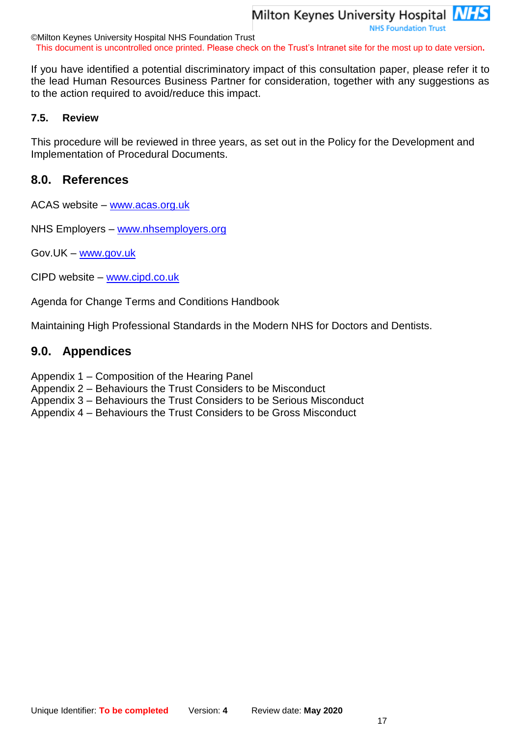If you have identified a potential discriminatory impact of this consultation paper, please refer it to the lead Human Resources Business Partner for consideration, together with any suggestions as to the action required to avoid/reduce this impact.

### 7.5. Review

This procedure will be reviewed in three years, as set out in the Policy for the Development and Implementation of Procedural Documents.

## 8.0. References

ACAS website – www.acas.org.uk

NHS Employers – www.nhsemployers.org

Gov.UK – www.gov.uk

CIPD website – www.cipd.co.uk

Agenda for Change Terms and Conditions Handbook

Maintaining High Professional Standards in the Modern NHS for Doctors and Dentists.

## 9.0. Appendices

Appendix 1 – Composition of the Hearing Panel
Appendix 2 – Behaviours the Trust Considers to be Misconduct
Appendix 3 – Behaviours the Trust Considers to be Serious Misconduct
Appendix 4 – Behaviours the Trust Considers to be Gross Misconduct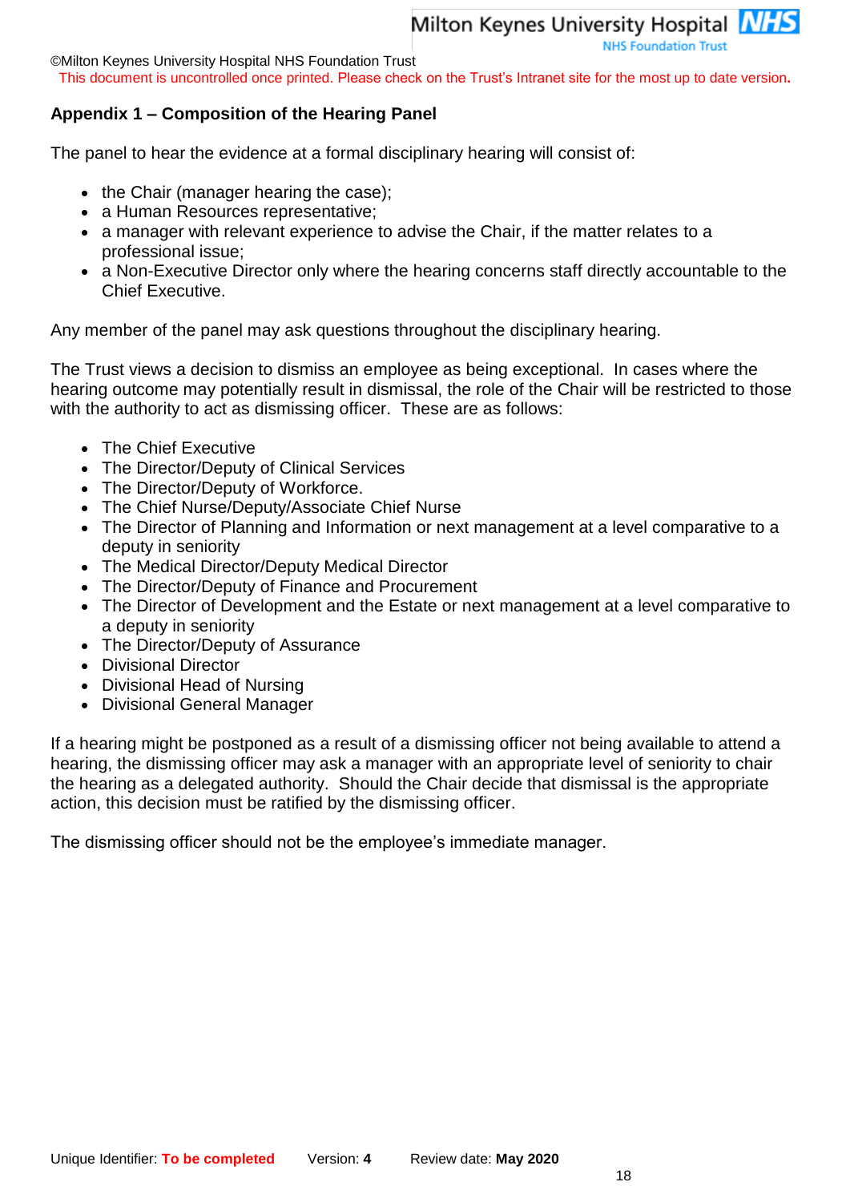## Appendix 1 – Composition of the Hearing Panel

The panel to hear the evidence at a formal disciplinary hearing will consist of:

- the Chair (manager hearing the case);
- a Human Resources representative;
- a manager with relevant experience to advise the Chair, if the matter relates to a professional issue;
- a Non-Executive Director only where the hearing concerns staff directly accountable to the Chief Executive.

Any member of the panel may ask questions throughout the disciplinary hearing.

The Trust views a decision to dismiss an employee as being exceptional. In cases where the hearing outcome may potentially result in dismissal, the role of the Chair will be restricted to those with the authority to act as dismissing officer. These are as follows:

- The Chief Executive
- The Director/Deputy of Clinical Services
- The Director/Deputy of Workforce.
- The Chief Nurse/Deputy/Associate Chief Nurse
- The Director of Planning and Information or next management at a level comparative to a deputy in seniority
- The Medical Director/Deputy Medical Director
- The Director/Deputy of Finance and Procurement
- The Director of Development and the Estate or next management at a level comparative to a deputy in seniority
- The Director/Deputy of Assurance
- Divisional Director
- Divisional Head of Nursing
- Divisional General Manager

If a hearing might be postponed as a result of a dismissing officer not being available to attend a hearing, the dismissing officer may ask a manager with an appropriate level of seniority to chair the hearing as a delegated authority. Should the Chair decide that dismissal is the appropriate action, this decision must be ratified by the dismissing officer.

The dismissing officer should not be the employee's immediate manager.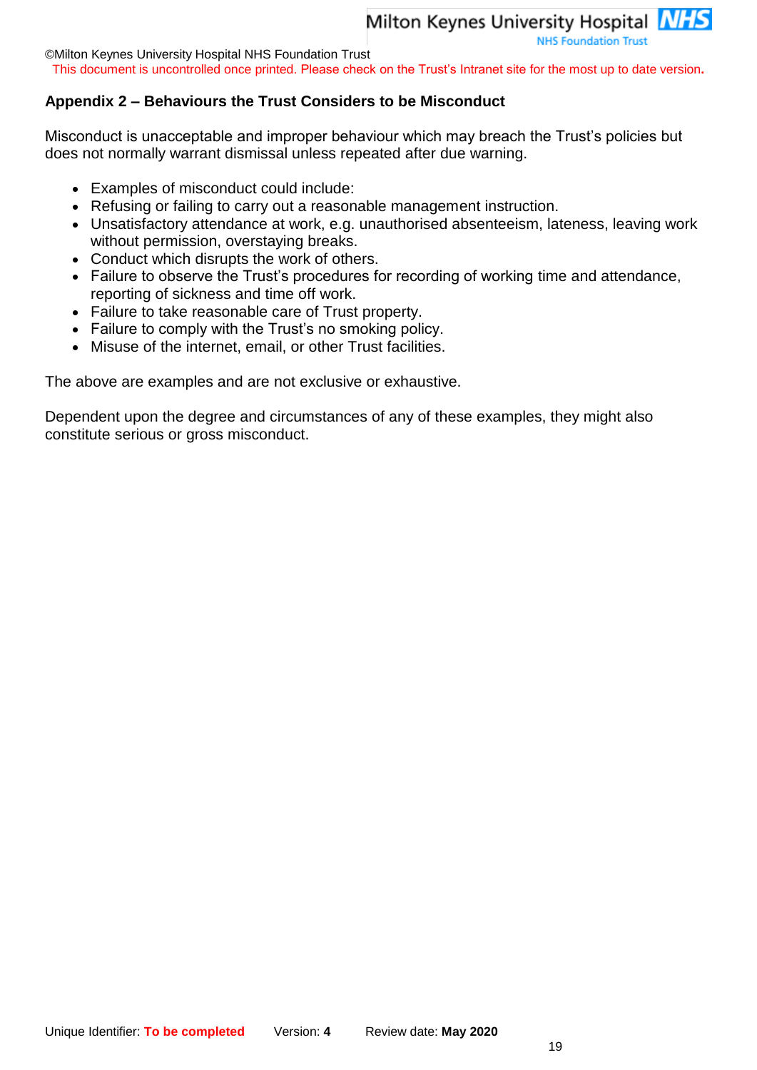## Appendix 2 – Behaviours the Trust Considers to be Misconduct

Misconduct is unacceptable and improper behaviour which may breach the Trust's policies but does not normally warrant dismissal unless repeated after due warning.

- Examples of misconduct could include:
- Refusing or failing to carry out a reasonable management instruction.
- Unsatisfactory attendance at work, e.g. unauthorised absenteeism, lateness, leaving work without permission, overstaying breaks.
- Conduct which disrupts the work of others.
- Failure to observe the Trust's procedures for recording of working time and attendance, reporting of sickness and time off work.
- Failure to take reasonable care of Trust property.
- Failure to comply with the Trust's no smoking policy.
- Misuse of the internet, email, or other Trust facilities.

The above are examples and are not exclusive or exhaustive.

Dependent upon the degree and circumstances of any of these examples, they might also constitute serious or gross misconduct.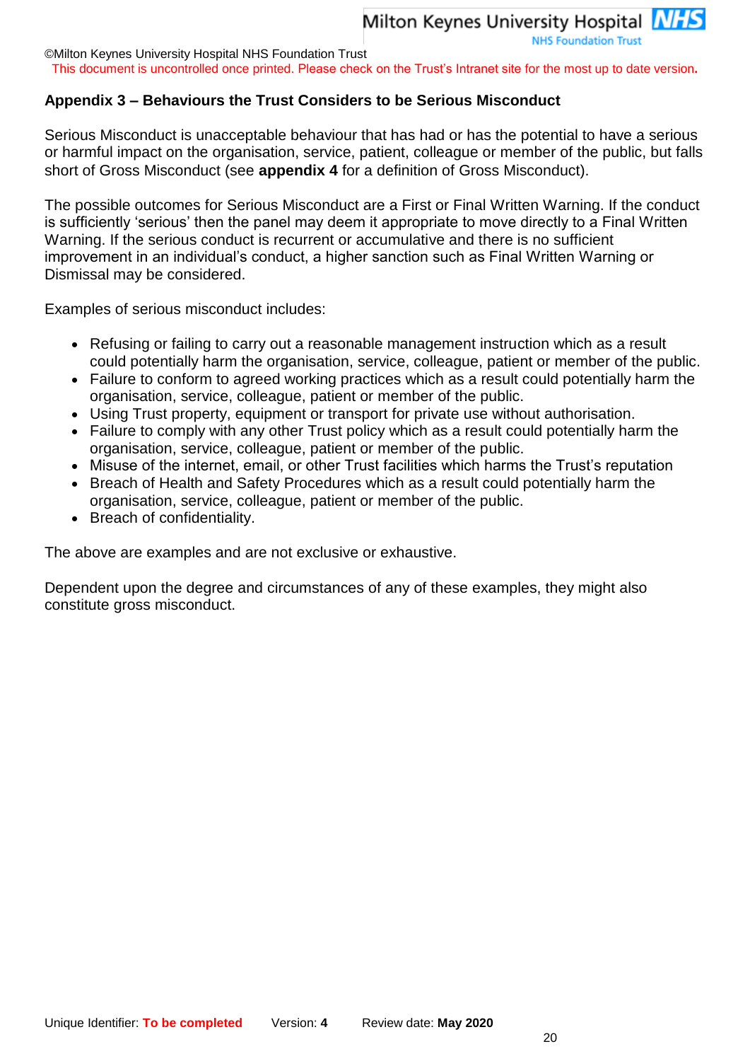## Appendix 3 – Behaviours the Trust Considers to be Serious Misconduct

Serious Misconduct is unacceptable behaviour that has had or has the potential to have a serious or harmful impact on the organisation, service, patient, colleague or member of the public, but falls short of Gross Misconduct (see **appendix 4** for a definition of Gross Misconduct).

The possible outcomes for Serious Misconduct are a First or Final Written Warning. If the conduct is sufficiently 'serious' then the panel may deem it appropriate to move directly to a Final Written Warning. If the serious conduct is recurrent or accumulative and there is no sufficient improvement in an individual's conduct, a higher sanction such as Final Written Warning or Dismissal may be considered.

Examples of serious misconduct includes:

- Refusing or failing to carry out a reasonable management instruction which as a result could potentially harm the organisation, service, colleague, patient or member of the public.
- Failure to conform to agreed working practices which as a result could potentially harm the organisation, service, colleague, patient or member of the public.
- Using Trust property, equipment or transport for private use without authorisation.
- Failure to comply with any other Trust policy which as a result could potentially harm the organisation, service, colleague, patient or member of the public.
- Misuse of the internet, email, or other Trust facilities which harms the Trust's reputation
- Breach of Health and Safety Procedures which as a result could potentially harm the organisation, service, colleague, patient or member of the public.
- Breach of confidentiality.

The above are examples and are not exclusive or exhaustive.

Dependent upon the degree and circumstances of any of these examples, they might also constitute gross misconduct.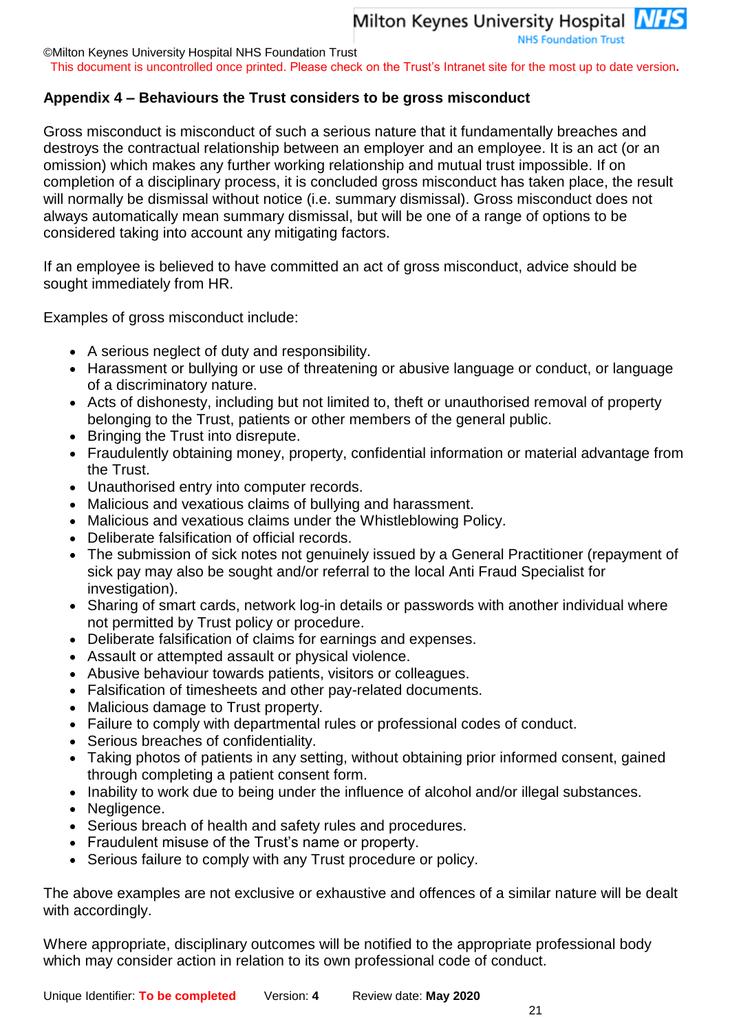## Appendix 4 – Behaviours the Trust considers to be gross misconduct

Gross misconduct is misconduct of such a serious nature that it fundamentally breaches and destroys the contractual relationship between an employer and an employee. It is an act (or an omission) which makes any further working relationship and mutual trust impossible. If on completion of a disciplinary process, it is concluded gross misconduct has taken place, the result will normally be dismissal without notice (i.e. summary dismissal). Gross misconduct does not always automatically mean summary dismissal, but will be one of a range of options to be considered taking into account any mitigating factors.

If an employee is believed to have committed an act of gross misconduct, advice should be sought immediately from HR.

Examples of gross misconduct include:

- A serious neglect of duty and responsibility.
- Harassment or bullying or use of threatening or abusive language or conduct, or language of a discriminatory nature.
- Acts of dishonesty, including but not limited to, theft or unauthorised removal of property belonging to the Trust, patients or other members of the general public.
- Bringing the Trust into disrepute.
- Fraudulently obtaining money, property, confidential information or material advantage from the Trust.
- Unauthorised entry into computer records.
- Malicious and vexatious claims of bullying and harassment.
- Malicious and vexatious claims under the Whistleblowing Policy.
- Deliberate falsification of official records.
- The submission of sick notes not genuinely issued by a General Practitioner (repayment of sick pay may also be sought and/or referral to the local Anti Fraud Specialist for investigation).
- Sharing of smart cards, network log-in details or passwords with another individual where not permitted by Trust policy or procedure.
- Deliberate falsification of claims for earnings and expenses.
- Assault or attempted assault or physical violence.
- Abusive behaviour towards patients, visitors or colleagues.
- Falsification of timesheets and other pay-related documents.
- Malicious damage to Trust property.
- Failure to comply with departmental rules or professional codes of conduct.
- Serious breaches of confidentiality.
- Taking photos of patients in any setting, without obtaining prior informed consent, gained through completing a patient consent form.
- Inability to work due to being under the influence of alcohol and/or illegal substances.
- Negligence.
- Serious breach of health and safety rules and procedures.
- Fraudulent misuse of the Trust's name or property.
- Serious failure to comply with any Trust procedure or policy.

The above examples are not exclusive or exhaustive and offences of a similar nature will be dealt with accordingly.

Where appropriate, disciplinary outcomes will be notified to the appropriate professional body which may consider action in relation to its own professional code of conduct.